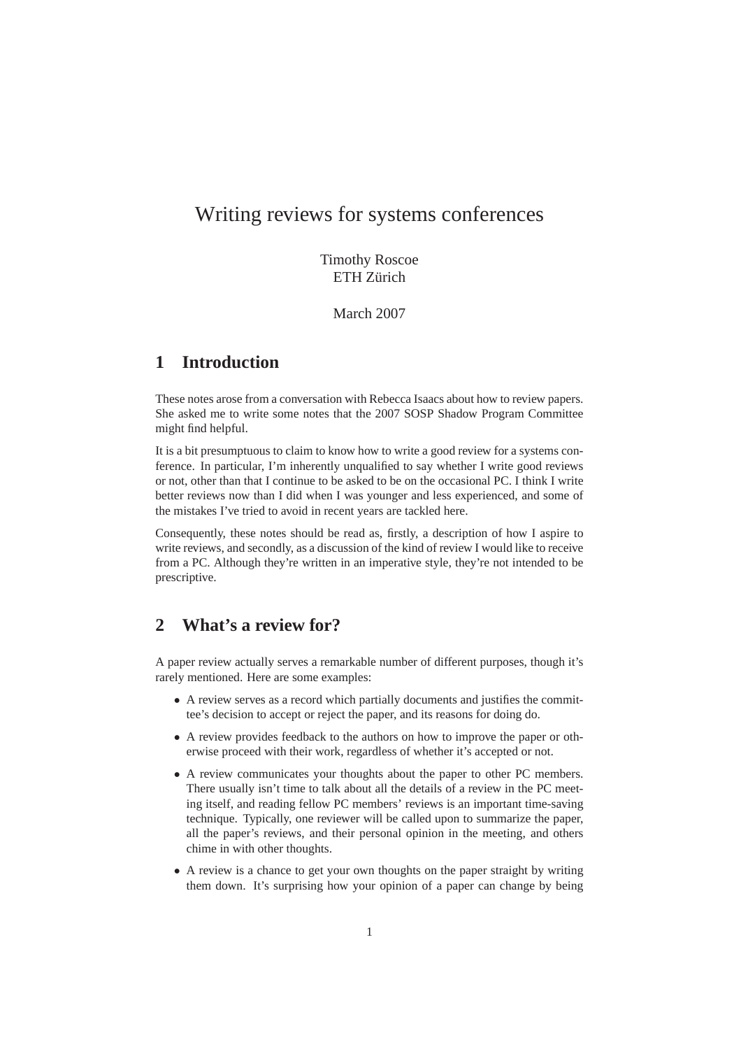# Writing reviews for systems conferences

Timothy Roscoe
ETH Zürich

March 2007

## 1 Introduction

These notes arose from a conversation with Rebecca Isaacs about how to review papers. She asked me to write some notes that the 2007 SOSP Shadow Program Committee might find helpful.

It is a bit presumptuous to claim to know how to write a good review for a systems conference. In particular, I'm inherently unqualified to say whether I write good reviews or not, other than that I continue to be asked to be on the occasional PC. I think I write better reviews now than I did when I was younger and less experienced, and some of the mistakes I've tried to avoid in recent years are tackled here.

Consequently, these notes should be read as, firstly, a description of how I aspire to write reviews, and secondly, as a discussion of the kind of review I would like to receive from a PC. Although they're written in an imperative style, they're not intended to be prescriptive.

## 2 What's a review for?

A paper review actually serves a remarkable number of different purposes, though it's rarely mentioned. Here are some examples:

- A review serves as a record which partially documents and justifies the committee's decision to accept or reject the paper, and its reasons for doing do.
- A review provides feedback to the authors on how to improve the paper or otherwise proceed with their work, regardless of whether it's accepted or not.
- A review communicates your thoughts about the paper to other PC members. There usually isn't time to talk about all the details of a review in the PC meeting itself, and reading fellow PC members' reviews is an important time-saving technique. Typically, one reviewer will be called upon to summarize the paper, all the paper's reviews, and their personal opinion in the meeting, and others chime in with other thoughts.
- A review is a chance to get your own thoughts on the paper straight by writing them down. It's surprising how your opinion of a paper can change by being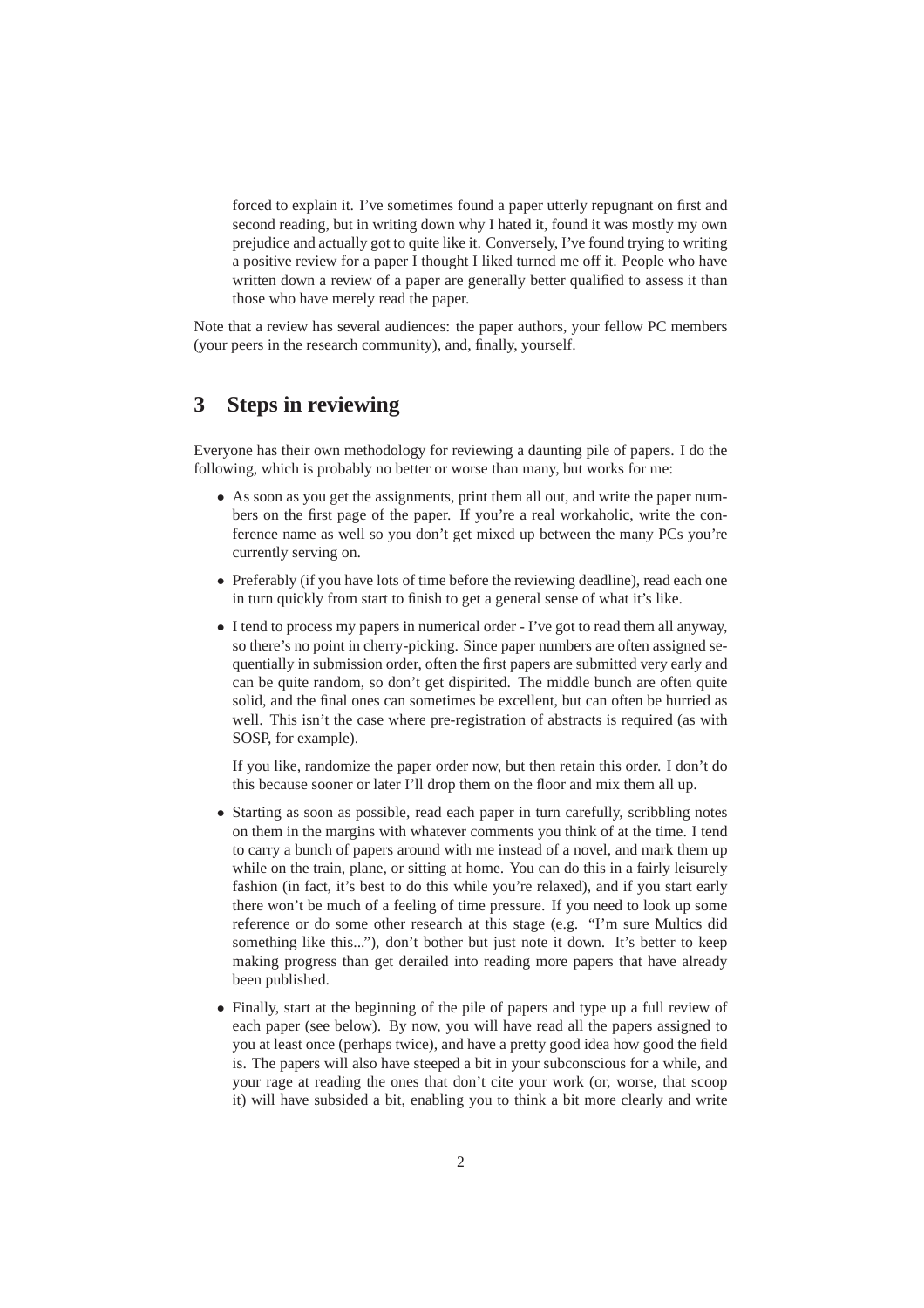forced to explain it. I've sometimes found a paper utterly repugnant on first and second reading, but in writing down why I hated it, found it was mostly my own prejudice and actually got to quite like it. Conversely, I've found trying to writing a positive review for a paper I thought I liked turned me off it. People who have written down a review of a paper are generally better qualified to assess it than those who have merely read the paper.

Note that a review has several audiences: the paper authors, your fellow PC members (your peers in the research community), and, finally, yourself.

## 3 Steps in reviewing

Everyone has their own methodology for reviewing a daunting pile of papers. I do the following, which is probably no better or worse than many, but works for me:

- As soon as you get the assignments, print them all out, and write the paper numbers on the first page of the paper. If you're a real workaholic, write the conference name as well so you don't get mixed up between the many PCs you're currently serving on.
- Preferably (if you have lots of time before the reviewing deadline), read each one in turn quickly from start to finish to get a general sense of what it's like.
- I tend to process my papers in numerical order - I've got to read them all anyway, so there's no point in cherry-picking. Since paper numbers are often assigned sequentially in submission order, often the first papers are submitted very early and can be quite random, so don't get dispirited. The middle bunch are often quite solid, and the final ones can sometimes be excellent, but can often be hurried as well. This isn't the case where pre-registration of abstracts is required (as with SOSP, for example).

  If you like, randomize the paper order now, but then retain this order. I don't do this because sooner or later I'll drop them on the floor and mix them all up.
- Starting as soon as possible, read each paper in turn carefully, scribbling notes on them in the margins with whatever comments you think of at the time. I tend to carry a bunch of papers around with me instead of a novel, and mark them up while on the train, plane, or sitting at home. You can do this in a fairly leisurely fashion (in fact, it's best to do this while you're relaxed), and if you start early there won't be much of a feeling of time pressure. If you need to look up some reference or do some other research at this stage (e.g. "I'm sure Multics did something like this..."), don't bother but just note it down. It's better to keep making progress than get derailed into reading more papers that have already been published.
- Finally, start at the beginning of the pile of papers and type up a full review of each paper (see below). By now, you will have read all the papers assigned to you at least once (perhaps twice), and have a pretty good idea how good the field is. The papers will also have steeped a bit in your subconscious for a while, and your rage at reading the ones that don't cite your work (or, worse, that scoop it) will have subsided a bit, enabling you to think a bit more clearly and write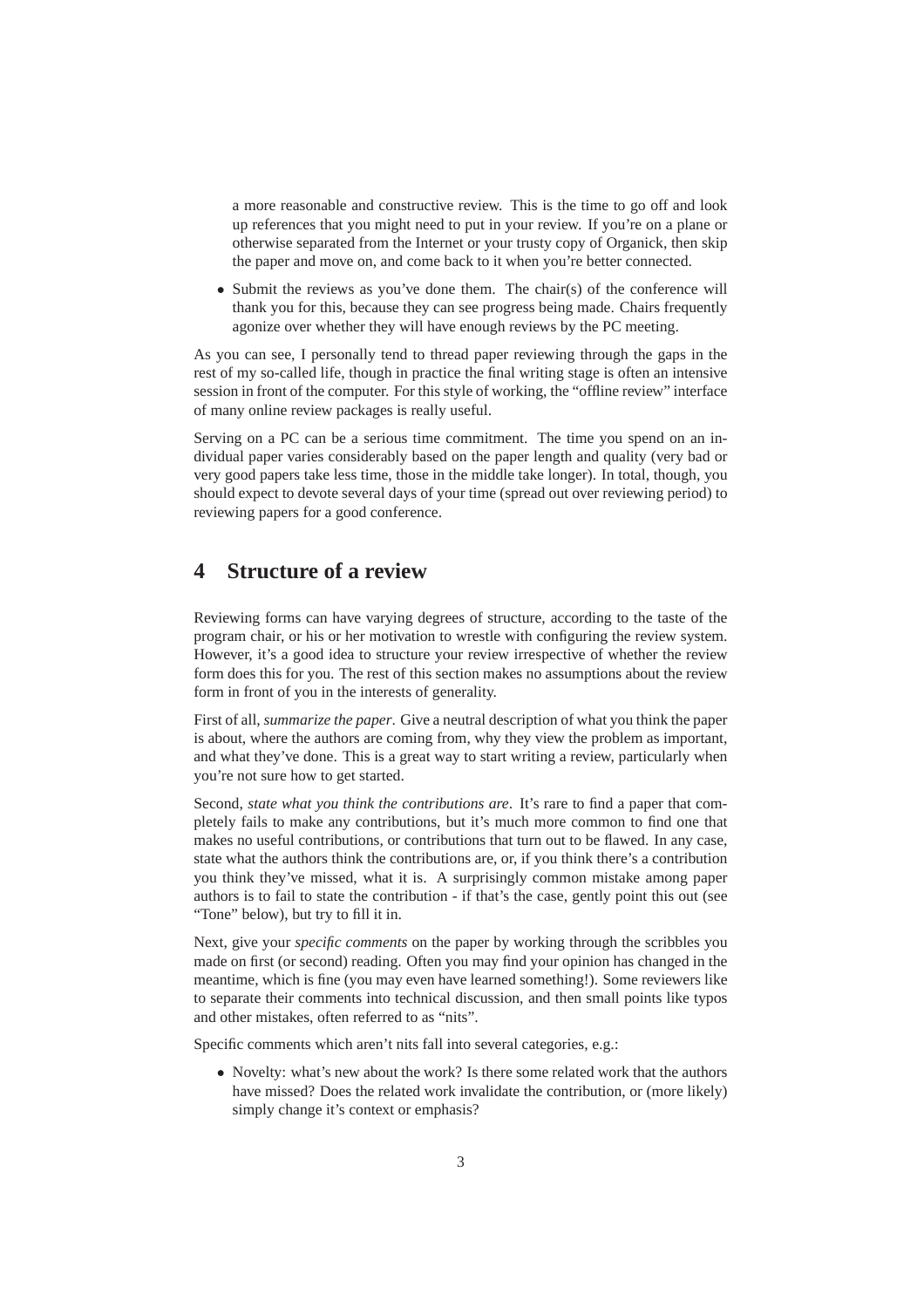a more reasonable and constructive review. This is the time to go off and look up references that you might need to put in your review. If you're on a plane or otherwise separated from the Internet or your trusty copy of Organick, then skip the paper and move on, and come back to it when you're better connected.

- Submit the reviews as you've done them. The chair(s) of the conference will thank you for this, because they can see progress being made. Chairs frequently agonize over whether they will have enough reviews by the PC meeting.

As you can see, I personally tend to thread paper reviewing through the gaps in the rest of my so-called life, though in practice the final writing stage is often an intensive session in front of the computer. For this style of working, the "offline review" interface of many online review packages is really useful.

Serving on a PC can be a serious time commitment. The time you spend on an individual paper varies considerably based on the paper length and quality (very bad or very good papers take less time, those in the middle take longer). In total, though, you should expect to devote several days of your time (spread out over reviewing period) to reviewing papers for a good conference.

## 4 Structure of a review

Reviewing forms can have varying degrees of structure, according to the taste of the program chair, or his or her motivation to wrestle with configuring the review system. However, it's a good idea to structure your review irrespective of whether the review form does this for you. The rest of this section makes no assumptions about the review form in front of you in the interests of generality.

First of all, *summarize the paper*. Give a neutral description of what you think the paper is about, where the authors are coming from, why they view the problem as important, and what they've done. This is a great way to start writing a review, particularly when you're not sure how to get started.

Second, *state what you think the contributions are*. It's rare to find a paper that completely fails to make any contributions, but it's much more common to find one that makes no useful contributions, or contributions that turn out to be flawed. In any case, state what the authors think the contributions are, or, if you think there's a contribution you think they've missed, what it is. A surprisingly common mistake among paper authors is to fail to state the contribution - if that's the case, gently point this out (see "Tone" below), but try to fill it in.

Next, give your *specific comments* on the paper by working through the scribbles you made on first (or second) reading. Often you may find your opinion has changed in the meantime, which is fine (you may even have learned something!). Some reviewers like to separate their comments into technical discussion, and then small points like typos and other mistakes, often referred to as "nits".

Specific comments which aren't nits fall into several categories, e.g.:

- Novelty: what's new about the work? Is there some related work that the authors have missed? Does the related work invalidate the contribution, or (more likely) simply change it's context or emphasis?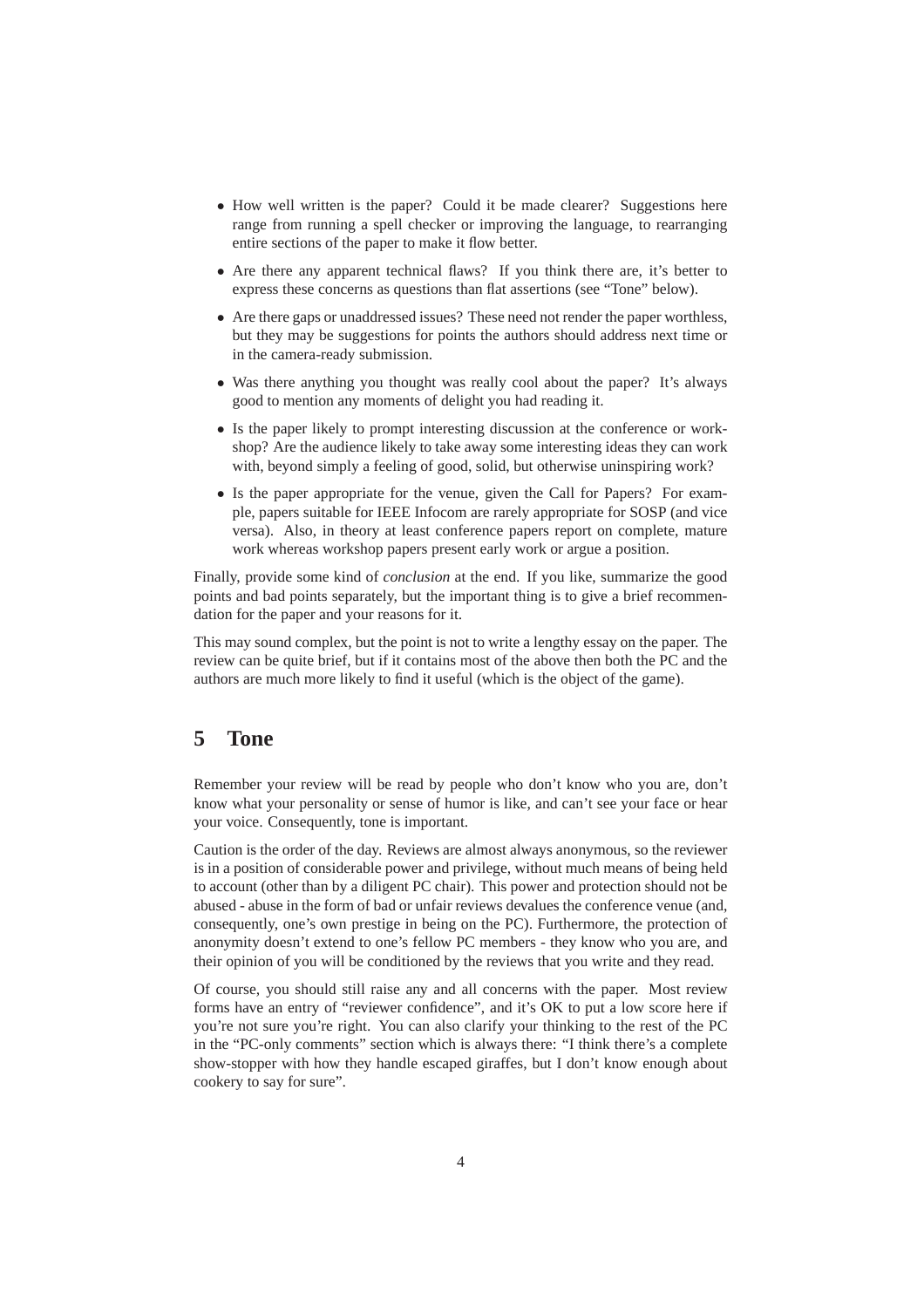- How well written is the paper? Could it be made clearer? Suggestions here range from running a spell checker or improving the language, to rearranging entire sections of the paper to make it flow better.
- Are there any apparent technical flaws? If you think there are, it's better to express these concerns as questions than flat assertions (see "Tone" below).
- Are there gaps or unaddressed issues? These need not render the paper worthless, but they may be suggestions for points the authors should address next time or in the camera-ready submission.
- Was there anything you thought was really cool about the paper? It's always good to mention any moments of delight you had reading it.
- Is the paper likely to prompt interesting discussion at the conference or workshop? Are the audience likely to take away some interesting ideas they can work with, beyond simply a feeling of good, solid, but otherwise uninspiring work?
- Is the paper appropriate for the venue, given the Call for Papers? For example, papers suitable for IEEE Infocom are rarely appropriate for SOSP (and vice versa). Also, in theory at least conference papers report on complete, mature work whereas workshop papers present early work or argue a position.

Finally, provide some kind of *conclusion* at the end. If you like, summarize the good points and bad points separately, but the important thing is to give a brief recommendation for the paper and your reasons for it.

This may sound complex, but the point is not to write a lengthy essay on the paper. The review can be quite brief, but if it contains most of the above then both the PC and the authors are much more likely to find it useful (which is the object of the game).

## 5 Tone

Remember your review will be read by people who don't know who you are, don't know what your personality or sense of humor is like, and can't see your face or hear your voice. Consequently, tone is important.

Caution is the order of the day. Reviews are almost always anonymous, so the reviewer is in a position of considerable power and privilege, without much means of being held to account (other than by a diligent PC chair). This power and protection should not be abused - abuse in the form of bad or unfair reviews devalues the conference venue (and, consequently, one's own prestige in being on the PC). Furthermore, the protection of anonymity doesn't extend to one's fellow PC members - they know who you are, and their opinion of you will be conditioned by the reviews that you write and they read.

Of course, you should still raise any and all concerns with the paper. Most review forms have an entry of "reviewer confidence", and it's OK to put a low score here if you're not sure you're right. You can also clarify your thinking to the rest of the PC in the "PC-only comments" section which is always there: "I think there's a complete show-stopper with how they handle escaped giraffes, but I don't know enough about cookery to say for sure".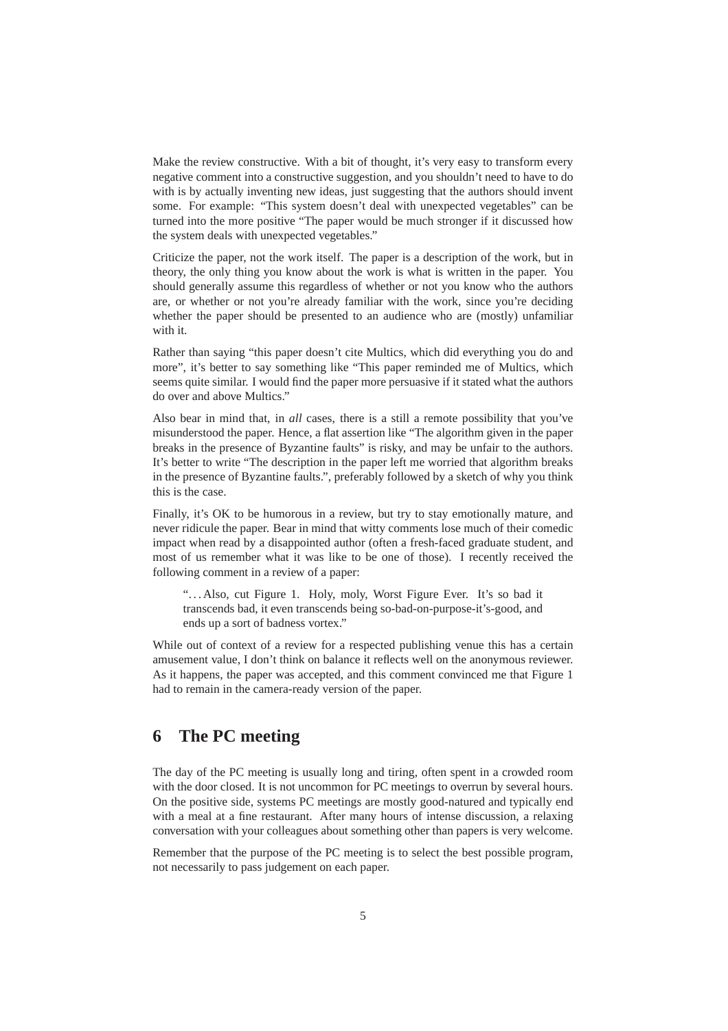Make the review constructive. With a bit of thought, it's very easy to transform every negative comment into a constructive suggestion, and you shouldn't need to have to do with is by actually inventing new ideas, just suggesting that the authors should invent some. For example: "This system doesn't deal with unexpected vegetables" can be turned into the more positive "The paper would be much stronger if it discussed how the system deals with unexpected vegetables."

Criticize the paper, not the work itself. The paper is a description of the work, but in theory, the only thing you know about the work is what is written in the paper. You should generally assume this regardless of whether or not you know who the authors are, or whether or not you're already familiar with the work, since you're deciding whether the paper should be presented to an audience who are (mostly) unfamiliar with it.

Rather than saying "this paper doesn't cite Multics, which did everything you do and more", it's better to say something like "This paper reminded me of Multics, which seems quite similar. I would find the paper more persuasive if it stated what the authors do over and above Multics."

Also bear in mind that, in *all* cases, there is a still a remote possibility that you've misunderstood the paper. Hence, a flat assertion like "The algorithm given in the paper breaks in the presence of Byzantine faults" is risky, and may be unfair to the authors. It's better to write "The description in the paper left me worried that algorithm breaks in the presence of Byzantine faults.", preferably followed by a sketch of why you think this is the case.

Finally, it's OK to be humorous in a review, but try to stay emotionally mature, and never ridicule the paper. Bear in mind that witty comments lose much of their comedic impact when read by a disappointed author (often a fresh-faced graduate student, and most of us remember what it was like to be one of those). I recently received the following comment in a review of a paper:

> "…Also, cut Figure 1. Holy, moly, Worst Figure Ever. It's so bad it transcends bad, it even transcends being so-bad-on-purpose-it's-good, and ends up a sort of badness vortex."

While out of context of a review for a respected publishing venue this has a certain amusement value, I don't think on balance it reflects well on the anonymous reviewer. As it happens, the paper was accepted, and this comment convinced me that Figure 1 had to remain in the camera-ready version of the paper.

## 6 The PC meeting

The day of the PC meeting is usually long and tiring, often spent in a crowded room with the door closed. It is not uncommon for PC meetings to overrun by several hours. On the positive side, systems PC meetings are mostly good-natured and typically end with a meal at a fine restaurant. After many hours of intense discussion, a relaxing conversation with your colleagues about something other than papers is very welcome.

Remember that the purpose of the PC meeting is to select the best possible program, not necessarily to pass judgement on each paper.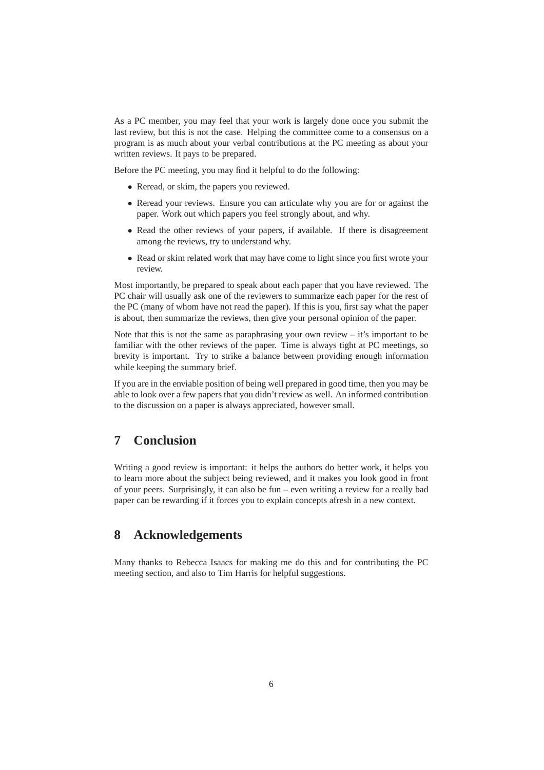As a PC member, you may feel that your work is largely done once you submit the last review, but this is not the case. Helping the committee come to a consensus on a program is as much about your verbal contributions at the PC meeting as about your written reviews. It pays to be prepared.

Before the PC meeting, you may find it helpful to do the following:

- Reread, or skim, the papers you reviewed.
- Reread your reviews. Ensure you can articulate why you are for or against the paper. Work out which papers you feel strongly about, and why.
- Read the other reviews of your papers, if available. If there is disagreement among the reviews, try to understand why.
- Read or skim related work that may have come to light since you first wrote your review.

Most importantly, be prepared to speak about each paper that you have reviewed. The PC chair will usually ask one of the reviewers to summarize each paper for the rest of the PC (many of whom have not read the paper). If this is you, first say what the paper is about, then summarize the reviews, then give your personal opinion of the paper.

Note that this is not the same as paraphrasing your own review – it's important to be familiar with the other reviews of the paper. Time is always tight at PC meetings, so brevity is important. Try to strike a balance between providing enough information while keeping the summary brief.

If you are in the enviable position of being well prepared in good time, then you may be able to look over a few papers that you didn't review as well. An informed contribution to the discussion on a paper is always appreciated, however small.

## 7 Conclusion

Writing a good review is important: it helps the authors do better work, it helps you to learn more about the subject being reviewed, and it makes you look good in front of your peers. Surprisingly, it can also be fun – even writing a review for a really bad paper can be rewarding if it forces you to explain concepts afresh in a new context.

## 8 Acknowledgements

Many thanks to Rebecca Isaacs for making me do this and for contributing the PC meeting section, and also to Tim Harris for helpful suggestions.